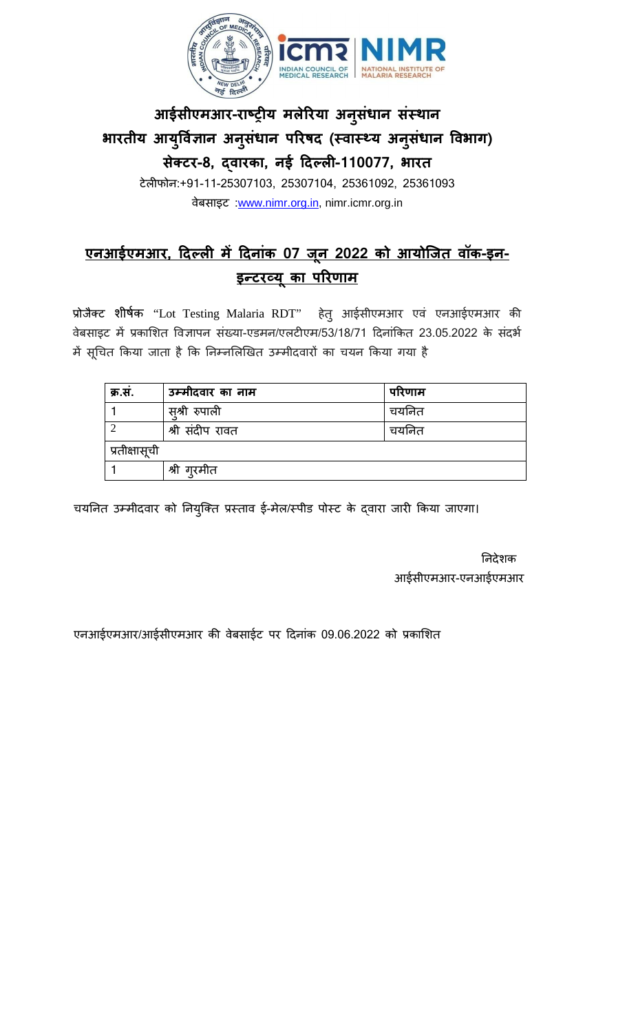# आईसीएमआर-राष्ट्रीय मलेरिया अनुसंधान संस्थान
## भारतीय आयुर्विज्ञान अनुसंधान परिषद (स्वास्थ्य अनुसंधान विभाग)
## सेक्टर-8, द्वारका, नई दिल्ली-110077, भारत

टेलीफोन:+91-11-25307103, 25307104, 25361092, 25361093

वेबसाइट :www.nimr.org.in, nimr.icmr.org.in

## एनआईएमआर, दिल्ली में दिनांक 07 जून 2022 को आयोजित वॉक-इन-इन्टरव्यू का परिणाम

**प्रोजैक्ट शीर्षक** "Lot Testing Malaria RDT" हेतु आईसीएमआर एवं एनआईएमआर की वेबसाइट में प्रकाशित विज्ञापन संख्या-एडमन/एलटीएम/53/18/71 दिनांकित 23.05.2022 के संदर्भ में सूचित किया जाता है कि निम्नलिखित उम्मीदवारों का चयन किया गया है

| क्र.सं. | उम्मीदवार का नाम | परिणाम |
|---|---|---|
| 1 | सुश्री रुपाली | चयनित |
| 2 | श्री संदीप रावत | चयनित |
| प्रतीक्षासूची | | |
| 1 | श्री गुरमीत | |

चयनित उम्मीदवार को नियुक्ति प्रस्ताव ई-मेल/स्पीड पोस्ट के द्वारा जारी किया जाएगा।

निदेशक
आईसीएमआर-एनआईएमआर

एनआईएमआर/आईसीएमआर की वेबसाईट पर दिनांक 09.06.2022 को प्रकाशित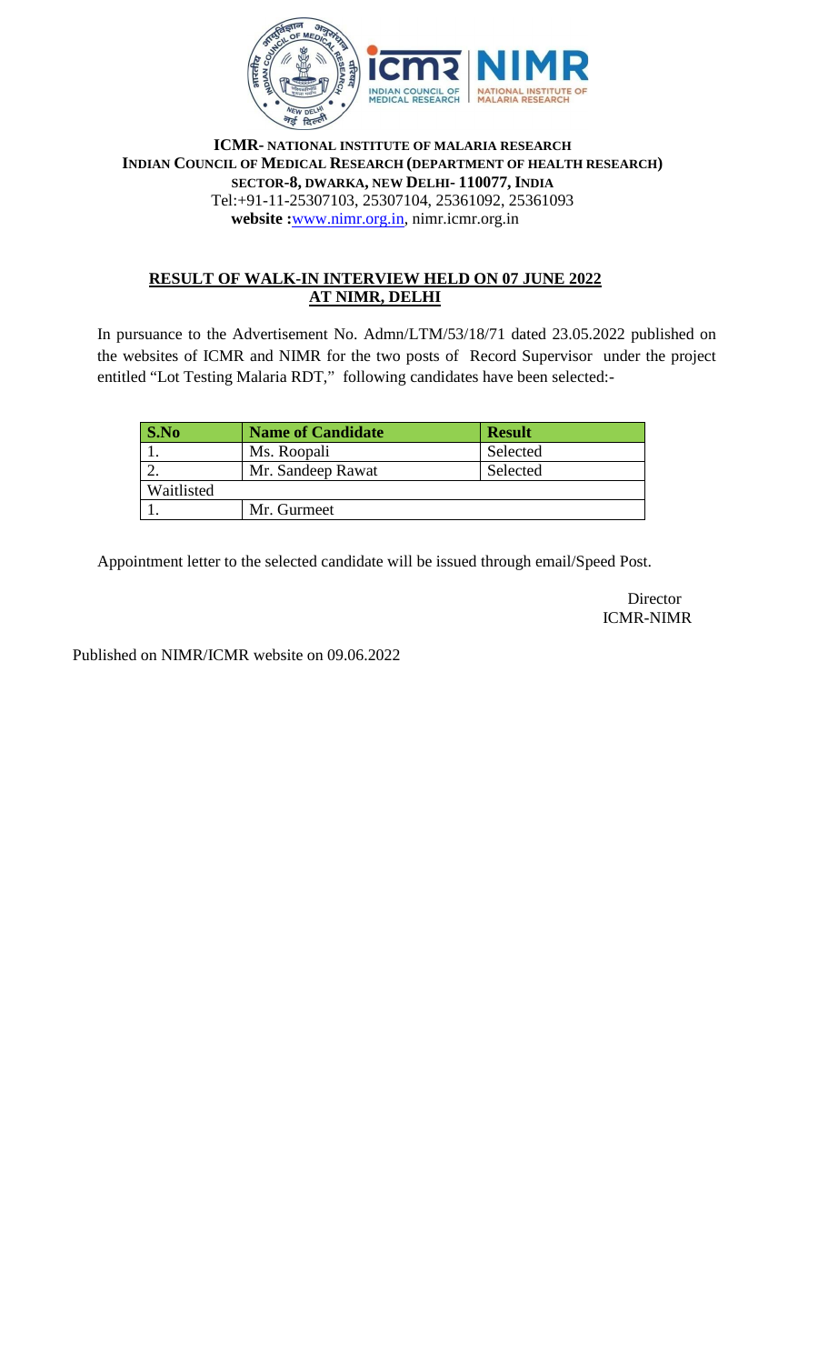**ICMR- NATIONAL INSTITUTE OF MALARIA RESEARCH**
**INDIAN COUNCIL OF MEDICAL RESEARCH (DEPARTMENT OF HEALTH RESEARCH)**
**SECTOR-8, DWARKA, NEW DELHI- 110077, INDIA**
Tel:+91-11-25307103, 25307104, 25361092, 25361093
**website :**www.nimr.org.in, nimr.icmr.org.in

## RESULT OF WALK-IN INTERVIEW HELD ON 07 JUNE 2022 AT NIMR, DELHI

In pursuance to the Advertisement No. Admn/LTM/53/18/71 dated 23.05.2022 published on the websites of ICMR and NIMR for the two posts of Record Supervisor under the project entitled "Lot Testing Malaria RDT," following candidates have been selected:-

| S.No | Name of Candidate | Result |
|---|---|---|
| 1. | Ms. Roopali | Selected |
| 2. | Mr. Sandeep Rawat | Selected |
| Waitlisted | | |
| 1. | Mr. Gurmeet | |

Appointment letter to the selected candidate will be issued through email/Speed Post.

Director
ICMR-NIMR

Published on NIMR/ICMR website on 09.06.2022